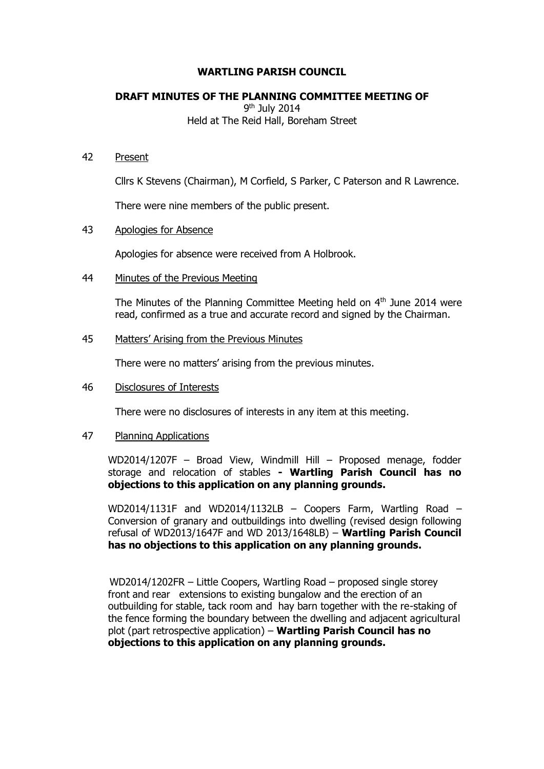# WARTLING PARISH COUNCIL

## DRAFT MINUTES OF THE PLANNING COMMITTEE MEETING OF

9th July 2014
Held at The Reid Hall, Boreham Street

42 Present

Cllrs K Stevens (Chairman), M Corfield, S Parker, C Paterson and R Lawrence.

There were nine members of the public present.

43 Apologies for Absence

Apologies for absence were received from A Holbrook.

44 Minutes of the Previous Meeting

The Minutes of the Planning Committee Meeting held on 4th June 2014 were read, confirmed as a true and accurate record and signed by the Chairman.

45 Matters' Arising from the Previous Minutes

There were no matters' arising from the previous minutes.

46 Disclosures of Interests

There were no disclosures of interests in any item at this meeting.

47 Planning Applications

WD2014/1207F – Broad View, Windmill Hill – Proposed menage, fodder storage and relocation of stables **- Wartling Parish Council has no objections to this application on any planning grounds.**

WD2014/1131F and WD2014/1132LB – Coopers Farm, Wartling Road – Conversion of granary and outbuildings into dwelling (revised design following refusal of WD2013/1647F and WD 2013/1648LB) – **Wartling Parish Council has no objections to this application on any planning grounds.**

WD2014/1202FR – Little Coopers, Wartling Road – proposed single storey front and rear extensions to existing bungalow and the erection of an outbuilding for stable, tack room and hay barn together with the re-staking of the fence forming the boundary between the dwelling and adjacent agricultural plot (part retrospective application) – **Wartling Parish Council has no objections to this application on any planning grounds.**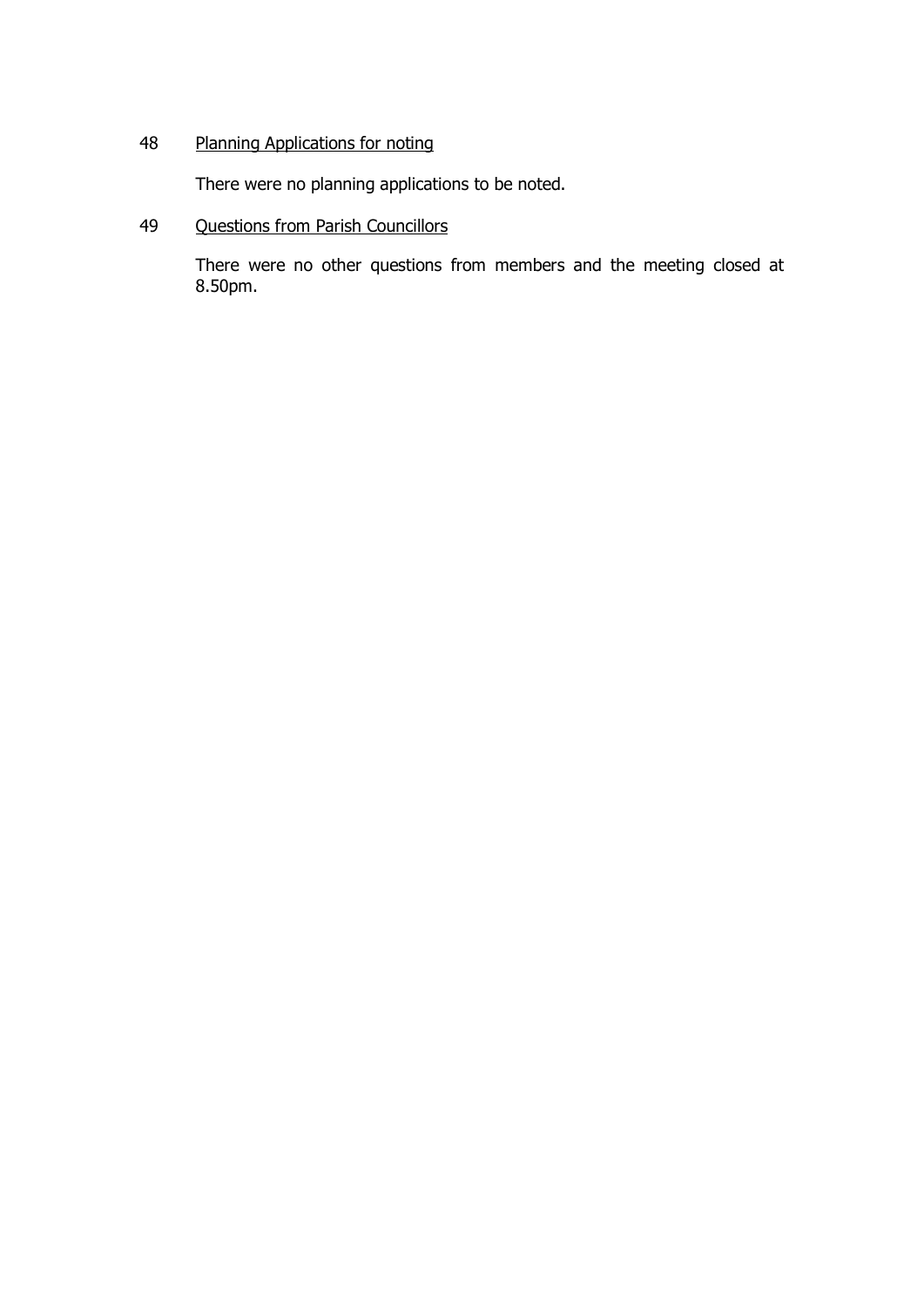48 <u>Planning Applications for noting</u>

There were no planning applications to be noted.

49 <u>Questions from Parish Councillors</u>

There were no other questions from members and the meeting closed at 8.50pm.